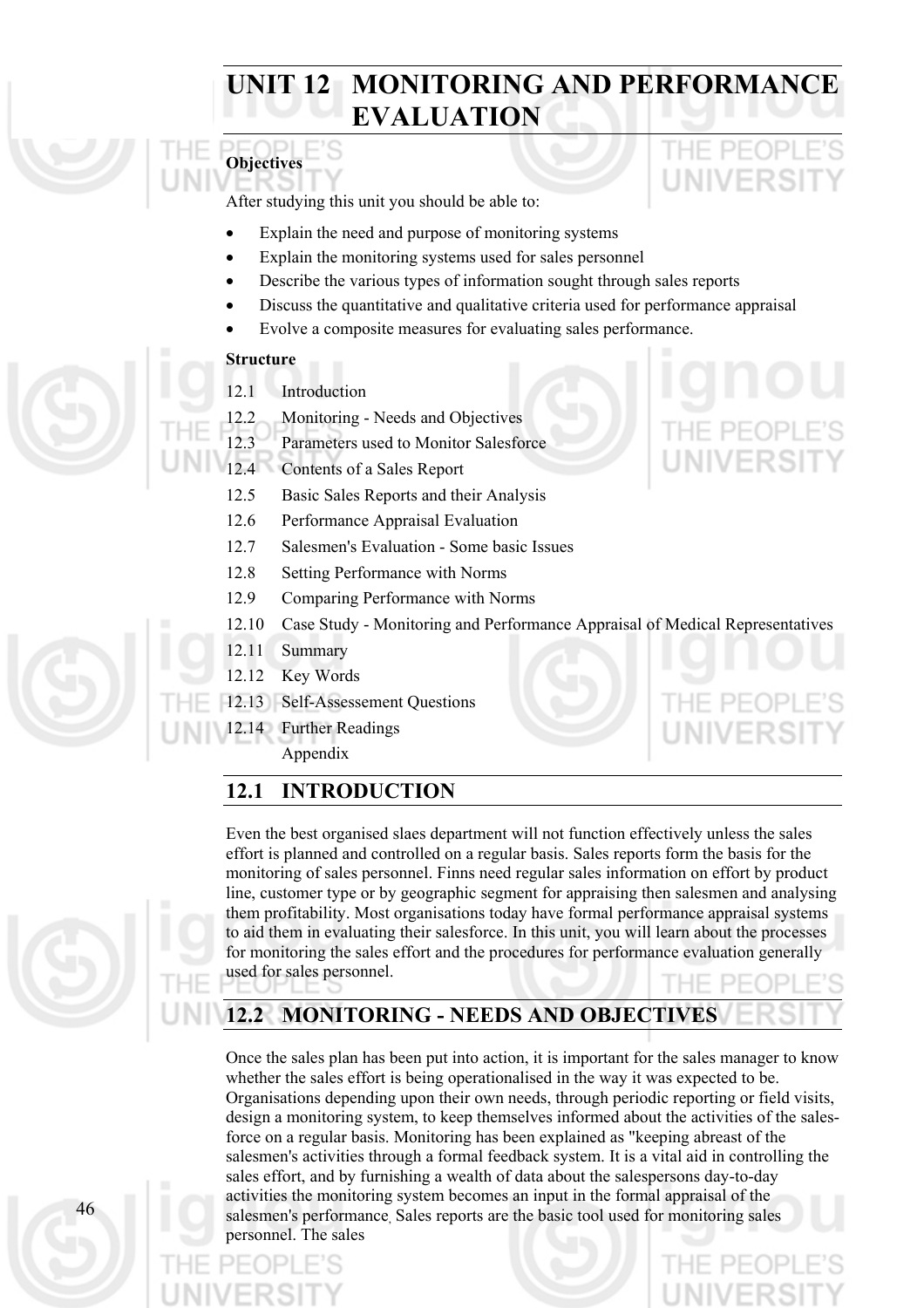# UNIT 12 MONITORING AND PERFORMANCE EVALUATION

**Objectives**

After studying this unit you should be able to:

- Explain the need and purpose of monitoring systems
- Explain the monitoring systems used for sales personnel
- Describe the various types of information sought through sales reports
- Discuss the quantitative and qualitative criteria used for performance appraisal
- Evolve a composite measures for evaluating sales performance.

**Structure**

12.1 Introduction
12.2 Monitoring - Needs and Objectives
12.3 Parameters used to Monitor Salesforce
12.4 Contents of a Sales Report
12.5 Basic Sales Reports and their Analysis
12.6 Performance Appraisal Evaluation
12.7 Salesmen's Evaluation - Some basic Issues
12.8 Setting Performance with Norms
12.9 Comparing Performance with Norms
12.10 Case Study - Monitoring and Performance Appraisal of Medical Representatives
12.11 Summary
12.12 Key Words
12.13 Self-Assessement Questions
12.14 Further Readings
Appendix

## 12.1 INTRODUCTION

Even the best organised slaes department will not function effectively unless the sales effort is planned and controlled on a regular basis. Sales reports form the basis for the monitoring of sales personnel. Finns need regular sales information on effort by product line, customer type or by geographic segment for appraising then salesmen and analysing them profitability. Most organisations today have formal performance appraisal systems to aid them in evaluating their salesforce. In this unit, you will learn about the processes for monitoring the sales effort and the procedures for performance evaluation generally used for sales personnel.

## 12.2 MONITORING - NEEDS AND OBJECTIVES

Once the sales plan has been put into action, it is important for the sales manager to know whether the sales effort is being operationalised in the way it was expected to be. Organisations depending upon their own needs, through periodic reporting or field visits, design a monitoring system, to keep themselves informed about the activities of the sales-force on a regular basis. Monitoring has been explained as "keeping abreast of the salesmen's activities through a formal feedback system. It is a vital aid in controlling the sales effort, and by furnishing a wealth of data about the salespersons day-to-day activities the monitoring system becomes an input in the formal appraisal of the salesmen's performance. Sales reports are the basic tool used for monitoring sales personnel. The sales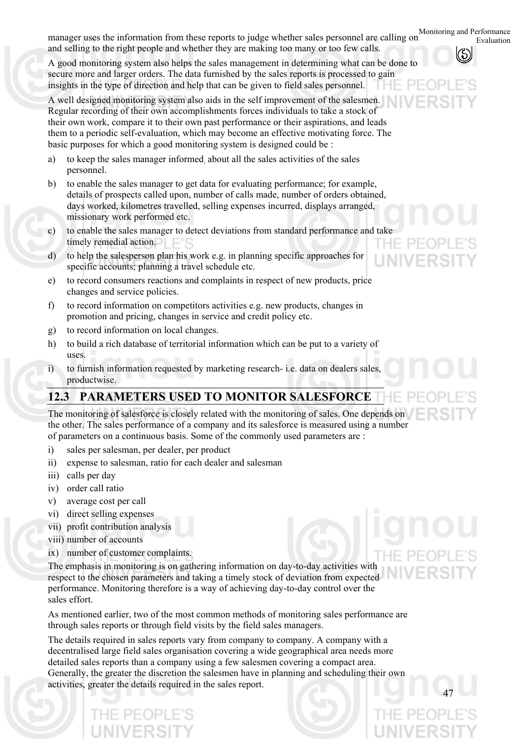manager uses the information from these reports to judge whether sales personnel are calling on and selling to the right people and whether they are making too many or too few calls.

A good monitoring system also helps the sales management in determining what can be done to secure more and larger orders. The data furnished by the sales reports is processed to gain insights in the type of direction and help that can be given to field sales personnel.

A well designed monitoring system also aids in the self improvement of the salesmen. Regular recording of their own accomplishments forces individuals to take a stock of their own work, compare it to their own past performance or their aspirations, and leads them to a periodic self-evaluation, which may become an effective motivating force. The basic purposes for which a good monitoring system is designed could be :

a) to keep the sales manager informed, about all the sales activities of the sales personnel.
b) to enable the sales manager to get data for evaluating performance; for example, details of prospects called upon, number of calls made, number of orders obtained, days worked, kilometres travelled, selling expenses incurred, displays arranged, missionary work performed etc.
c) to enable the sales manager to detect deviations from standard performance and take timely remedial action.
d) to help the salesperson plan his work e.g. in planning specific approaches for specific accounts; planning a travel schedule etc.
e) to record consumers reactions and complaints in respect of new products, price changes and service policies.
f) to record information on competitors activities e.g. new products, changes in promotion and pricing, changes in service and credit policy etc.
g) to record information on local changes.
h) to build a rich database of territorial information which can be put to a variety of uses.
i) to furnish information requested by marketing research- i.e. data on dealers sales, productwise.

## 12.3 PARAMETERS USED TO MONITOR SALESFORCE

The monitoring of salesforce is closely related with the monitoring of sales. One depends on the other. The sales performance of a company and its salesforce is measured using a number of parameters on a continuous basis. Some of the commonly used parameters are :

i) sales per salesman, per dealer, per product
ii) expense to salesman, ratio for each dealer and salesman
iii) calls per day
iv) order call ratio
v) average cost per call
vi) direct selling expenses
vii) profit contribution analysis
viii) number of accounts
ix) number of customer complaints.

The emphasis in monitoring is on gathering information on day-to-day activities with respect to the chosen parameters and taking a timely stock of deviation from expected performance. Monitoring therefore is a way of achieving day-to-day control over the sales effort.

As mentioned earlier, two of the most common methods of monitoring sales performance are through sales reports or through field visits by the field sales managers.

The details required in sales reports vary from company to company. A company with a decentralised large field sales organisation covering a wide geographical area needs more detailed sales reports than a company using a few salesmen covering a compact area. Generally, the greater the discretion the salesmen have in planning and scheduling their own activities, greater the details required in the sales report.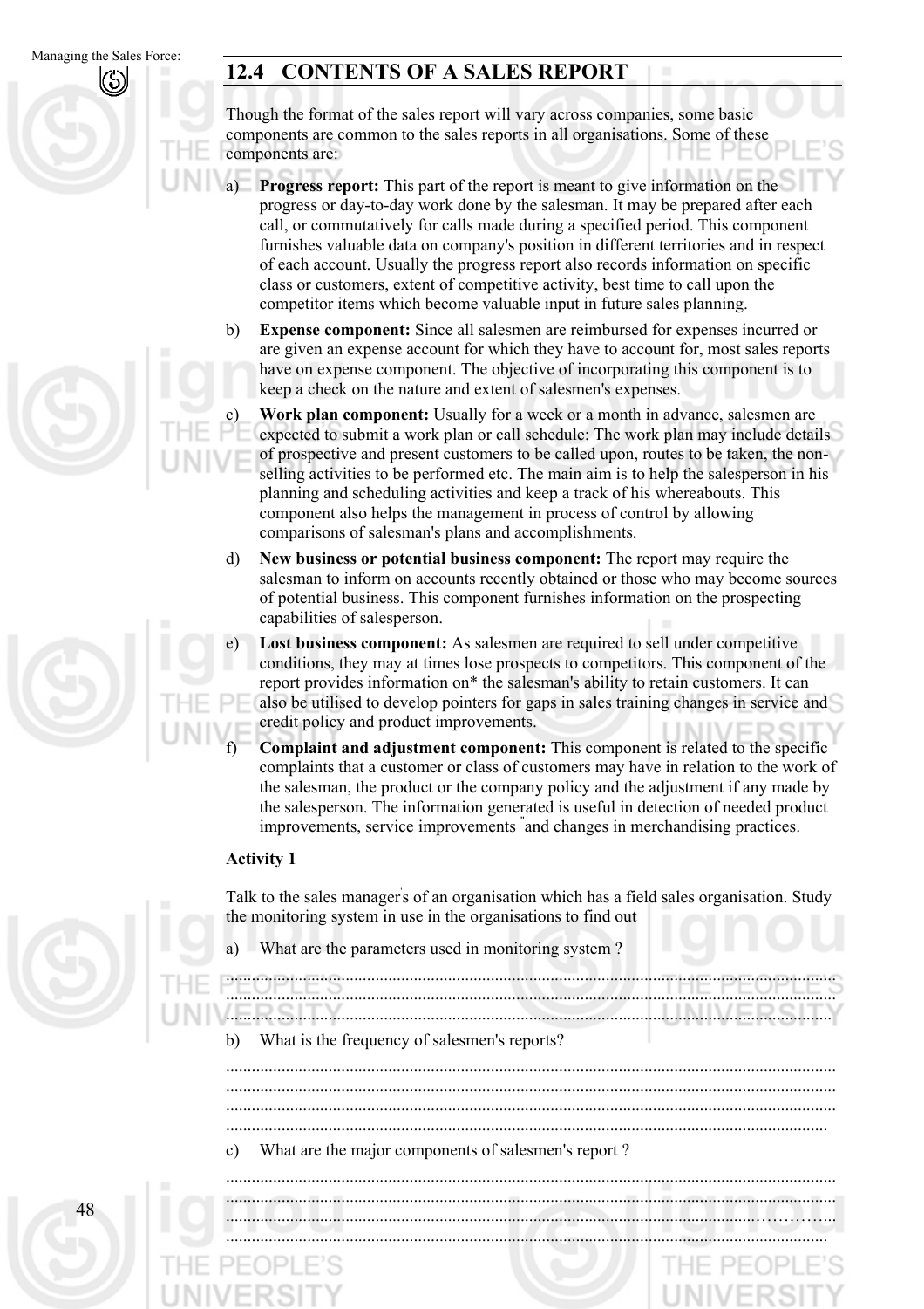## 12.4 CONTENTS OF A SALES REPORT

Though the format of the sales report will vary across companies, some basic components are common to the sales reports in all organisations. Some of these components are:

a) **Progress report:** This part of the report is meant to give information on the progress or day-to-day work done by the salesman. It may be prepared after each call, or commutatively for calls made during a specified period. This component furnishes valuable data on company's position in different territories and in respect of each account. Usually the progress report also records information on specific class or customers, extent of competitive activity, best time to call upon the competitor items which become valuable input in future sales planning.

b) **Expense component:** Since all salesmen are reimbursed for expenses incurred or are given an expense account for which they have to account for, most sales reports have on expense component. The objective of incorporating this component is to keep a check on the nature and extent of salesmen's expenses.

c) **Work plan component:** Usually for a week or a month in advance, salesmen are expected to submit a work plan or call schedule: The work plan may include details of prospective and present customers to be called upon, routes to be taken, the non-selling activities to be performed etc. The main aim is to help the salesperson in his planning and scheduling activities and keep a track of his whereabouts. This component also helps the management in process of control by allowing comparisons of salesman's plans and accomplishments.

d) **New business or potential business component:** The report may require the salesman to inform on accounts recently obtained or those who may become sources of potential business. This component furnishes information on the prospecting capabilities of salesperson.

e) **Lost business component:** As salesmen are required to sell under competitive conditions, they may at times lose prospects to competitors. This component of the report provides information on* the salesman's ability to retain customers. It can also be utilised to develop pointers for gaps in sales training changes in service and credit policy and product improvements.

f) **Complaint and adjustment component:** This component is related to the specific complaints that a customer or class of customers may have in relation to the work of the salesman, the product or the company policy and the adjustment if any made by the salesperson. The information generated is useful in detection of needed product improvements, service improvements "and changes in merchandising practices.

**Activity 1**

Talk to the sales manager's of an organisation which has a field sales organisation. Study the monitoring system in use in the organisations to find out

a) What are the parameters used in monitoring system ?

..........................................................................................................................................
..........................................................................................................................................
..........................................................................................................................................

b) What is the frequency of salesmen's reports?

..........................................................................................................................................
..........................................................................................................................................
..........................................................................................................................................
..........................................................................................................................................

c) What are the major components of salesmen's report ?

..........................................................................................................................................
..........................................................................................................................................
..........................................................................................................................................
..........................................................................................................................................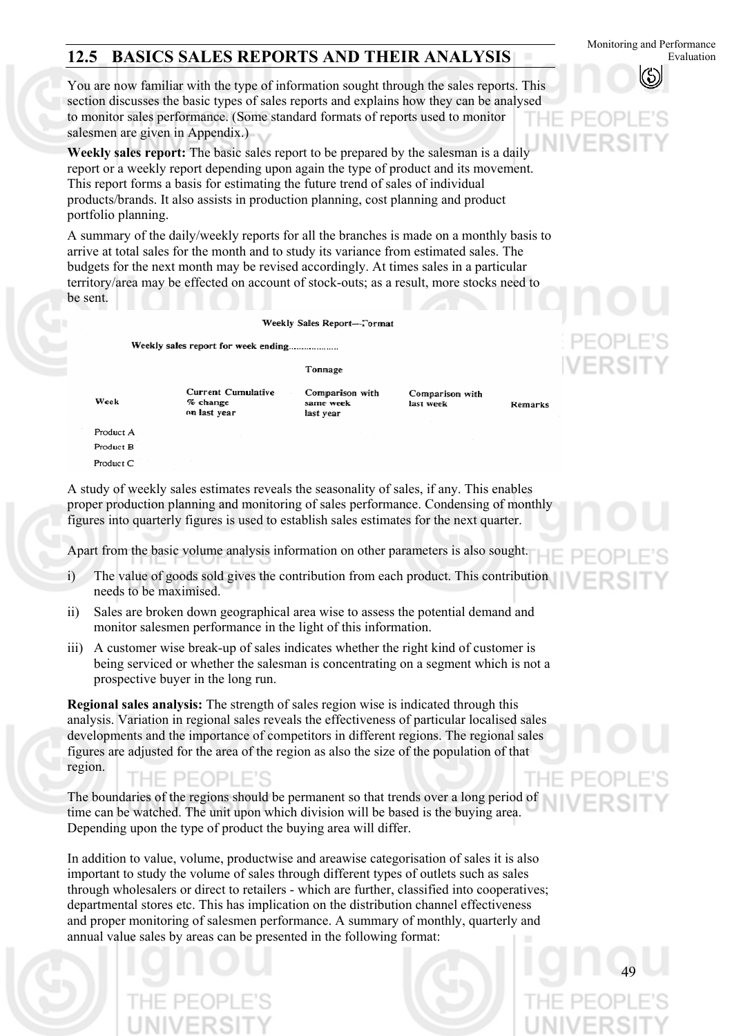## 12.5 BASICS SALES REPORTS AND THEIR ANALYSIS

You are now familiar with the type of information sought through the sales reports. This section discusses the basic types of sales reports and explains how they can be analysed to monitor sales performance. (Some standard formats of reports used to monitor salesmen are given in Appendix.)

**Weekly sales report:** The basic sales report to be prepared by the salesman is a daily report or a weekly report depending upon again the type of product and its movement. This report forms a basis for estimating the future trend of sales of individual products/brands. It also assists in production planning, cost planning and product portfolio planning.

A summary of the daily/weekly reports for all the branches is made on a monthly basis to arrive at total sales for the month and to study its variance from estimated sales. The budgets for the next month may be revised accordingly. At times sales in a particular territory/area may be effected on account of stock-outs; as a result, more stocks need to be sent.

Weekly Sales Report—Format

Weekly sales report for week ending....................

| | | Tonnage | | |
|---|---|---|---|---|
| Week | Current Cumulative % change on last year | Comparison with same week last year | Comparison with last week | Remarks |
| Product A | | | | |
| Product B | | | | |
| Product C | | | | |

A study of weekly sales estimates reveals the seasonality of sales, if any. This enables proper production planning and monitoring of sales performance. Condensing of monthly figures into quarterly figures is used to establish sales estimates for the next quarter.

Apart from the basic volume analysis information on other parameters is also sought.

i) The value of goods sold gives the contribution from each product. This contribution needs to be maximised.

ii) Sales are broken down geographical area wise to assess the potential demand and monitor salesmen performance in the light of this information.

iii) A customer wise break-up of sales indicates whether the right kind of customer is being serviced or whether the salesman is concentrating on a segment which is not a prospective buyer in the long run.

**Regional sales analysis:** The strength of sales region wise is indicated through this analysis. Variation in regional sales reveals the effectiveness of particular localised sales developments and the importance of competitors in different regions. The regional sales figures are adjusted for the area of the region as also the size of the population of that region.

The boundaries of the regions should be permanent so that trends over a long period of time can be watched. The unit upon which division will be based is the buying area. Depending upon the type of product the buying area will differ.

In addition to value, volume, productwise and areawise categorisation of sales it is also important to study the volume of sales through different types of outlets such as sales through wholesalers or direct to retailers - which are further, classified into cooperatives; departmental stores etc. This has implication on the distribution channel effectiveness and proper monitoring of salesmen performance. A summary of monthly, quarterly and annual value sales by areas can be presented in the following format: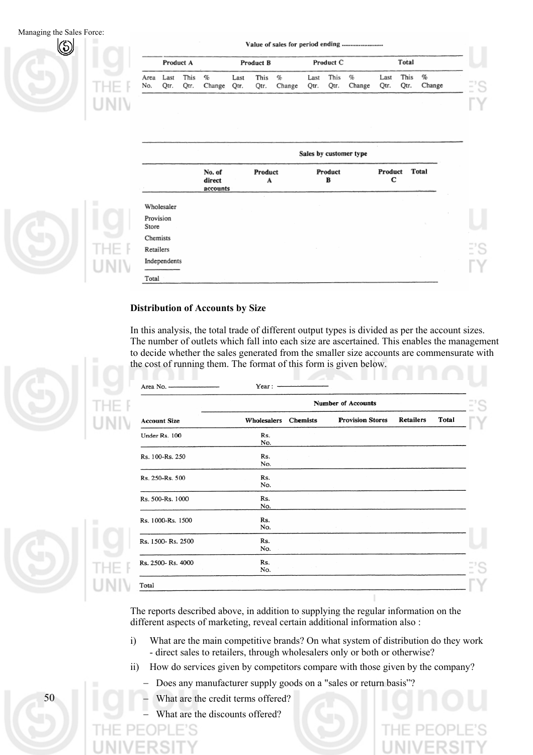Value of sales for period ending ......................

| | Product A | | | | Product B | | | Product C | | | Total | | |
|---|---|---|---|---|---|---|---|---|---|---|---|---|---|
| Area No. | Last Qtr. | This Qtr. | % Change | Last Qtr. | This Qtr. | % Change | Last Qtr. | This Qtr. | % Change | Last Qtr. | This Qtr. | % Change | |
| | | | | | | | | | | | | | |

Sales by customer type

| | No. of direct accounts | Product A | Product B | Product C | Total |
|---|---|---|---|---|---|
| Wholesaler | | | | | |
| Provision Store | | | | | |
| Chemists | | | | | |
| Retailers | | | | | |
| Independents | | | | | |
| Total | | | | | |

**Distribution of Accounts by Size**

In this analysis, the total trade of different output types is divided as per the account sizes. The number of outlets which fall into each size are ascertained. This enables the management to decide whether the sales generated from the smaller size accounts are commensurate with the cost of running them. The format of this form is given below.

Area No. ——————— Year : ———————

| | Number of Accounts | | | | | |
|---|---|---|---|---|---|---|
| Account Size | | Wholesalers | Chemists | Provision Stores | Retailers | Total |
| Under Rs. 100 | Rs. No. | | | | | |
| Rs. 100-Rs. 250 | Rs. No. | | | | | |
| Rs. 250-Rs. 500 | Rs. No. | | | | | |
| Rs. 500-Rs. 1000 | Rs. No. | | | | | |
| Rs. 1000-Rs. 1500 | Rs. No. | | | | | |
| Rs. 1500- Rs. 2500 | Rs. No. | | | | | |
| Rs. 2500- Rs. 4000 | Rs. No. | | | | | |
| Total | | | | | | |

The reports described above, in addition to supplying the regular information on the different aspects of marketing, reveal certain additional information also :

i) What are the main competitive brands? On what system of distribution do they work - direct sales to retailers, through wholesalers only or both or otherwise?

ii) How do services given by competitors compare with those given by the company?
   - Does any manufacturer supply goods on a "sales or return basis"?
   - What are the credit terms offered?
   - What are the discounts offered?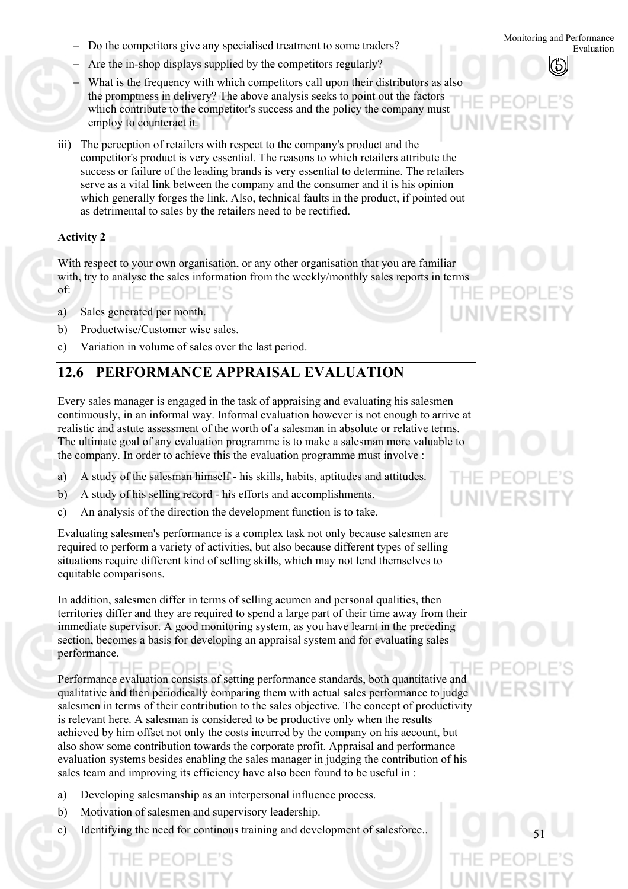- Do the competitors give any specialised treatment to some traders?
- Are the in-shop displays supplied by the competitors regularly?
- What is the frequency with which competitors call upon their distributors as also the promptness in delivery? The above analysis seeks to point out the factors which contribute to the competitor's success and the policy the company must employ to counteract it.

iii) The perception of retailers with respect to the company's product and the competitor's product is very essential. The reasons to which retailers attribute the success or failure of the leading brands is very essential to determine. The retailers serve as a vital link between the company and the consumer and it is his opinion which generally forges the link. Also, technical faults in the product, if pointed out as detrimental to sales by the retailers need to be rectified.

**Activity 2**

With respect to your own organisation, or any other organisation that you are familiar with, try to analyse the sales information from the weekly/monthly sales reports in terms of:

a) Sales generated per month.

b) Productwise/Customer wise sales.

c) Variation in volume of sales over the last period.

## 12.6 PERFORMANCE APPRAISAL EVALUATION

Every sales manager is engaged in the task of appraising and evaluating his salesmen continuously, in an informal way. Informal evaluation however is not enough to arrive at realistic and astute assessment of the worth of a salesman in absolute or relative terms. The ultimate goal of any evaluation programme is to make a salesman more valuable to the company. In order to achieve this the evaluation programme must involve :

a) A study of the salesman himself - his skills, habits, aptitudes and attitudes.

b) A study of his selling record - his efforts and accomplishments.

c) An analysis of the direction the development function is to take.

Evaluating salesmen's performance is a complex task not only because salesmen are required to perform a variety of activities, but also because different types of selling situations require different kind of selling skills, which may not lend themselves to equitable comparisons.

In addition, salesmen differ in terms of selling acumen and personal qualities, then territories differ and they are required to spend a large part of their time away from their immediate supervisor. A good monitoring system, as you have learnt in the preceding section, becomes a basis for developing an appraisal system and for evaluating sales performance.

Performance evaluation consists of setting performance standards, both quantitative and qualitative and then periodically comparing them with actual sales performance to judge salesmen in terms of their contribution to the sales objective. The concept of productivity is relevant here. A salesman is considered to be productive only when the results achieved by him offset not only the costs incurred by the company on his account, but also show some contribution towards the corporate profit. Appraisal and performance evaluation systems besides enabling the sales manager in judging the contribution of his sales team and improving its efficiency have also been found to be useful in :

a) Developing salesmanship as an interpersonal influence process.

b) Motivation of salesmen and supervisory leadership.

c) Identifying the need for continous training and development of salesforce..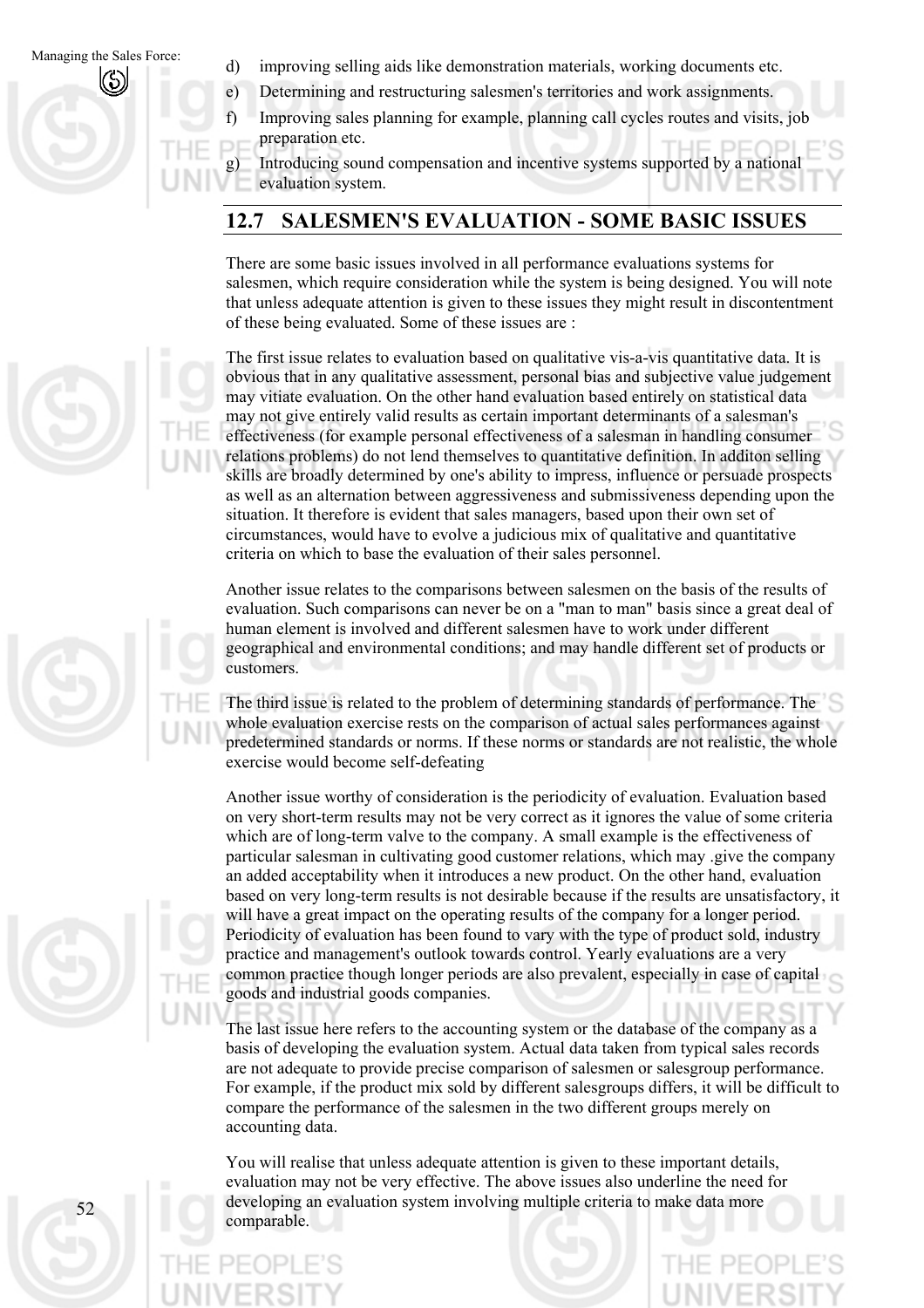d) improving selling aids like demonstration materials, working documents etc.

e) Determining and restructuring salesmen's territories and work assignments.

f) Improving sales planning for example, planning call cycles routes and visits, job preparation etc.

g) Introducing sound compensation and incentive systems supported by a national evaluation system.

## 12.7 SALESMEN'S EVALUATION - SOME BASIC ISSUES

There are some basic issues involved in all performance evaluations systems for salesmen, which require consideration while the system is being designed. You will note that unless adequate attention is given to these issues they might result in discontentment of these being evaluated. Some of these issues are :

The first issue relates to evaluation based on qualitative vis-a-vis quantitative data. It is obvious that in any qualitative assessment, personal bias and subjective value judgement may vitiate evaluation. On the other hand evaluation based entirely on statistical data may not give entirely valid results as certain important determinants of a salesman's effectiveness (for example personal effectiveness of a salesman in handling consumer relations problems) do not lend themselves to quantitative definition. In additon selling skills are broadly determined by one's ability to impress, influence or persuade prospects as well as an alternation between aggressiveness and submissiveness depending upon the situation. It therefore is evident that sales managers, based upon their own set of circumstances, would have to evolve a judicious mix of qualitative and quantitative criteria on which to base the evaluation of their sales personnel.

Another issue relates to the comparisons between salesmen on the basis of the results of evaluation. Such comparisons can never be on a "man to man" basis since a great deal of human element is involved and different salesmen have to work under different geographical and environmental conditions; and may handle different set of products or customers.

The third issue is related to the problem of determining standards of performance. The whole evaluation exercise rests on the comparison of actual sales performances against predetermined standards or norms. If these norms or standards are not realistic, the whole exercise would become self-defeating

Another issue worthy of consideration is the periodicity of evaluation. Evaluation based on very short-term results may not be very correct as it ignores the value of some criteria which are of long-term valve to the company. A small example is the effectiveness of particular salesman in cultivating good customer relations, which may .give the company an added acceptability when it introduces a new product. On the other hand, evaluation based on very long-term results is not desirable because if the results are unsatisfactory, it will have a great impact on the operating results of the company for a longer period. Periodicity of evaluation has been found to vary with the type of product sold, industry practice and management's outlook towards control. Yearly evaluations are a very common practice though longer periods are also prevalent, especially in case of capital goods and industrial goods companies.

The last issue here refers to the accounting system or the database of the company as a basis of developing the evaluation system. Actual data taken from typical sales records are not adequate to provide precise comparison of salesmen or salesgroup performance. For example, if the product mix sold by different salesgroups differs, it will be difficult to compare the performance of the salesmen in the two different groups merely on accounting data.

You will realise that unless adequate attention is given to these important details, evaluation may not be very effective. The above issues also underline the need for developing an evaluation system involving multiple criteria to make data more comparable.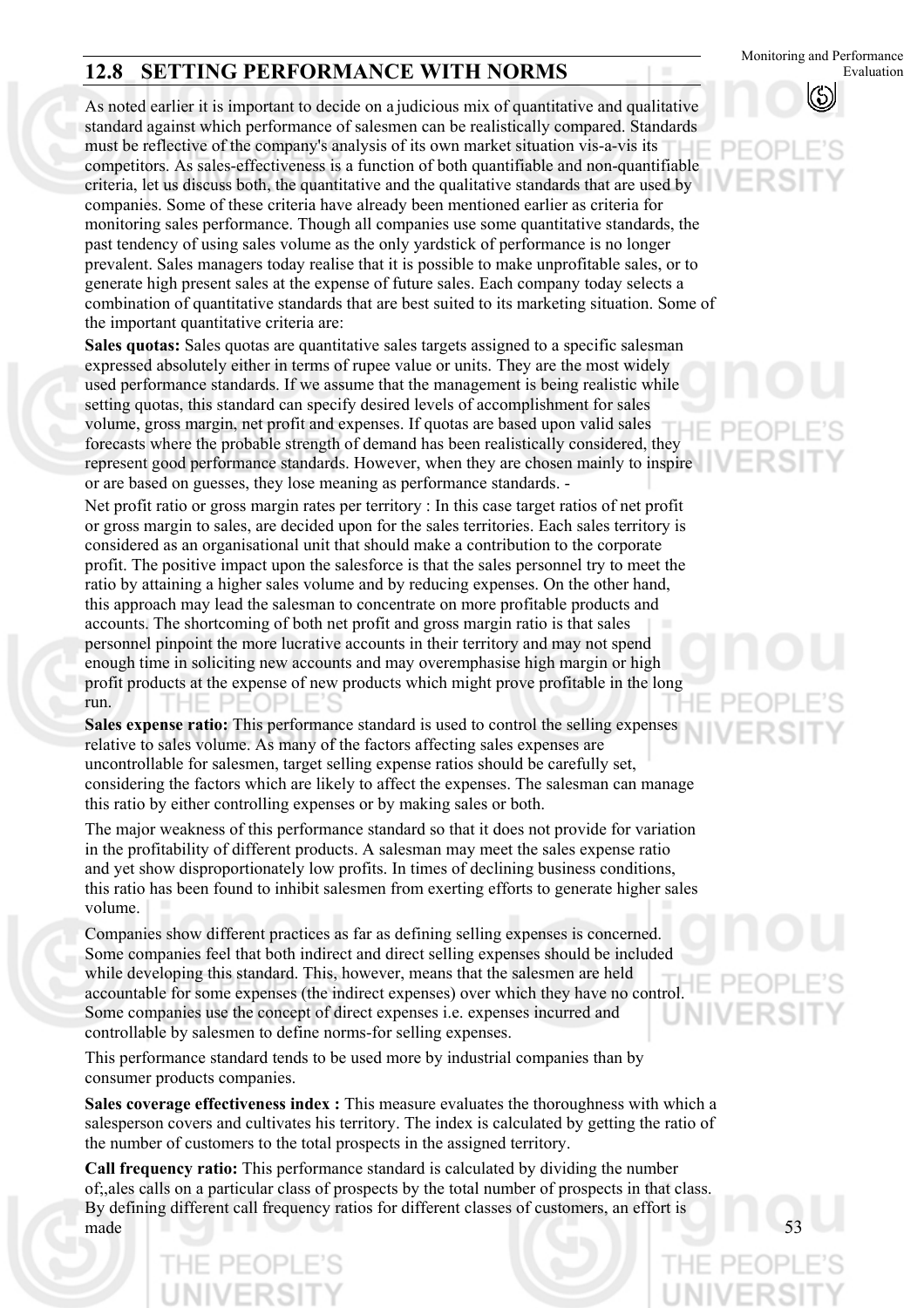## 12.8 SETTING PERFORMANCE WITH NORMS

As noted earlier it is important to decide on a judicious mix of quantitative and qualitative standard against which performance of salesmen can be realistically compared. Standards must be reflective of the company's analysis of its own market situation vis-a-vis its competitors. As sales-effectiveness is a function of both quantifiable and non-quantifiable criteria, let us discuss both, the quantitative and the qualitative standards that are used by companies. Some of these criteria have already been mentioned earlier as criteria for monitoring sales performance. Though all companies use some quantitative standards, the past tendency of using sales volume as the only yardstick of performance is no longer prevalent. Sales managers today realise that it is possible to make unprofitable sales, or to generate high present sales at the expense of future sales. Each company today selects a combination of quantitative standards that are best suited to its marketing situation. Some of the important quantitative criteria are:

**Sales quotas:** Sales quotas are quantitative sales targets assigned to a specific salesman expressed absolutely either in terms of rupee value or units. They are the most widely used performance standards. If we assume that the management is being realistic while setting quotas, this standard can specify desired levels of accomplishment for sales volume, gross margin, net profit and expenses. If quotas are based upon valid sales forecasts where the probable strength of demand has been realistically considered, they represent good performance standards. However, when they are chosen mainly to inspire or are based on guesses, they lose meaning as performance standards. -

Net profit ratio or gross margin rates per territory : In this case target ratios of net profit or gross margin to sales, are decided upon for the sales territories. Each sales territory is considered as an organisational unit that should make a contribution to the corporate profit. The positive impact upon the salesforce is that the sales personnel try to meet the ratio by attaining a higher sales volume and by reducing expenses. On the other hand, this approach may lead the salesman to concentrate on more profitable products and accounts. The shortcoming of both net profit and gross margin ratio is that sales personnel pinpoint the more lucrative accounts in their territory and may not spend enough time in soliciting new accounts and may overemphasise high margin or high profit products at the expense of new products which might prove profitable in the long run.

**Sales expense ratio:** This performance standard is used to control the selling expenses relative to sales volume. As many of the factors affecting sales expenses are uncontrollable for salesmen, target selling expense ratios should be carefully set, considering the factors which are likely to affect the expenses. The salesman can manage this ratio by either controlling expenses or by making sales or both.

The major weakness of this performance standard so that it does not provide for variation in the profitability of different products. A salesman may meet the sales expense ratio and yet show disproportionately low profits. In times of declining business conditions, this ratio has been found to inhibit salesmen from exerting efforts to generate higher sales volume.

Companies show different practices as far as defining selling expenses is concerned. Some companies feel that both indirect and direct selling expenses should be included while developing this standard. This, however, means that the salesmen are held accountable for some expenses (the indirect expenses) over which they have no control. Some companies use the concept of direct expenses i.e. expenses incurred and controllable by salesmen to define norms-for selling expenses.

This performance standard tends to be used more by industrial companies than by consumer products companies.

**Sales coverage effectiveness index :** This measure evaluates the thoroughness with which a salesperson covers and cultivates his territory. The index is calculated by getting the ratio of the number of customers to the total prospects in the assigned territory.

**Call frequency ratio:** This performance standard is calculated by dividing the number of;,ales calls on a particular class of prospects by the total number of prospects in that class. By defining different call frequency ratios for different classes of customers, an effort is made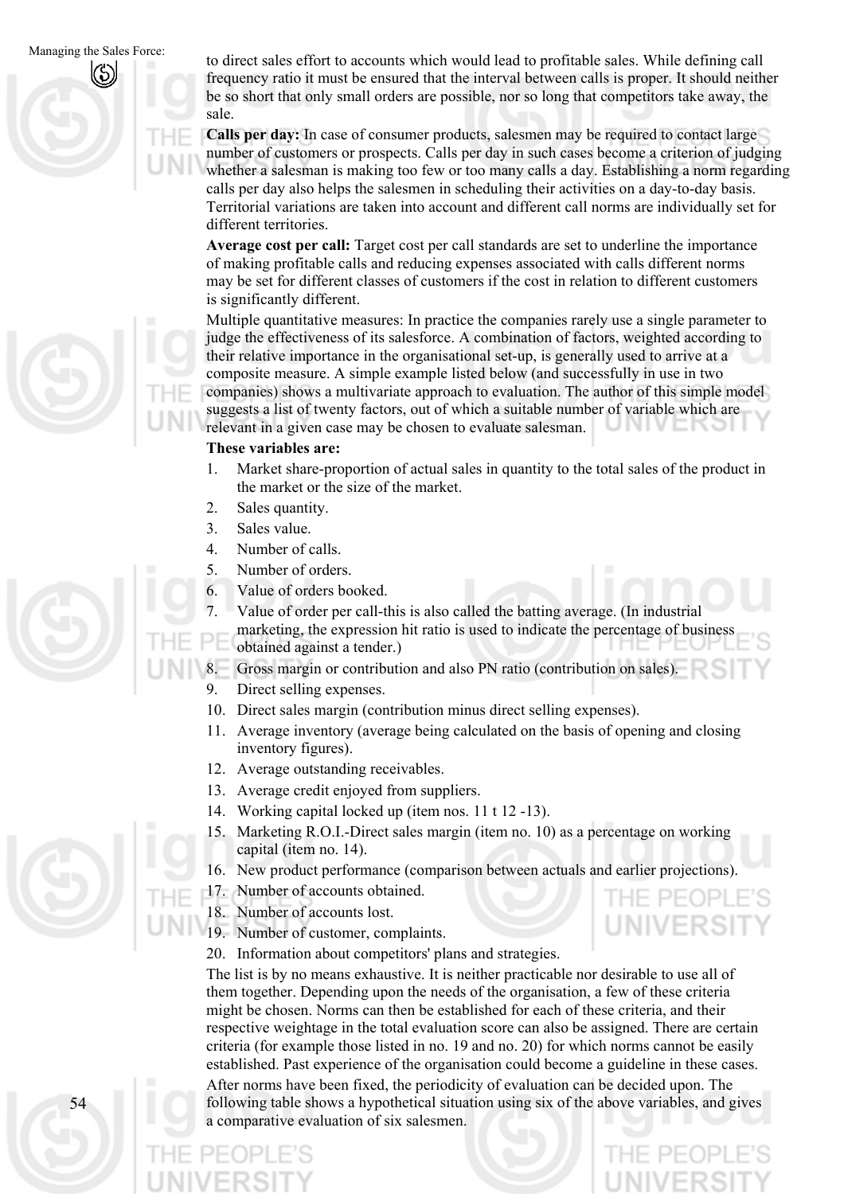to direct sales effort to accounts which would lead to profitable sales. While defining call frequency ratio it must be ensured that the interval between calls is proper. It should neither be so short that only small orders are possible, nor so long that competitors take away, the sale.

**Calls per day:** In case of consumer products, salesmen may be required to contact large number of customers or prospects. Calls per day in such cases become a criterion of judging whether a salesman is making too few or too many calls a day. Establishing a norm regarding calls per day also helps the salesmen in scheduling their activities on a day-to-day basis. Territorial variations are taken into account and different call norms are individually set for different territories.

**Average cost per call:** Target cost per call standards are set to underline the importance of making profitable calls and reducing expenses associated with calls different norms may be set for different classes of customers if the cost in relation to different customers is significantly different.

Multiple quantitative measures: In practice the companies rarely use a single parameter to judge the effectiveness of its salesforce. A combination of factors, weighted according to their relative importance in the organisational set-up, is generally used to arrive at a composite measure. A simple example listed below (and successfully in use in two companies) shows a multivariate approach to evaluation. The author of this simple model suggests a list of twenty factors, out of which a suitable number of variable which are relevant in a given case may be chosen to evaluate salesman.

**These variables are:**

1. Market share-proportion of actual sales in quantity to the total sales of the product in the market or the size of the market.
2. Sales quantity.
3. Sales value.
4. Number of calls.
5. Number of orders.
6. Value of orders booked.
7. Value of order per call-this is also called the batting average. (In industrial marketing, the expression hit ratio is used to indicate the percentage of business obtained against a tender.)
8. Gross margin or contribution and also PN ratio (contribution on sales).
9. Direct selling expenses.
10. Direct sales margin (contribution minus direct selling expenses).
11. Average inventory (average being calculated on the basis of opening and closing inventory figures).
12. Average outstanding receivables.
13. Average credit enjoyed from suppliers.
14. Working capital locked up (item nos. 11 t 12 -13).
15. Marketing R.O.I.-Direct sales margin (item no. 10) as a percentage on working capital (item no. 14).
16. New product performance (comparison between actuals and earlier projections).
17. Number of accounts obtained.
18. Number of accounts lost.
19. Number of customer, complaints.
20. Information about competitors' plans and strategies.

The list is by no means exhaustive. It is neither practicable nor desirable to use all of them together. Depending upon the needs of the organisation, a few of these criteria might be chosen. Norms can then be established for each of these criteria, and their respective weightage in the total evaluation score can also be assigned. There are certain criteria (for example those listed in no. 19 and no. 20) for which norms cannot be easily established. Past experience of the organisation could become a guideline in these cases.

After norms have been fixed, the periodicity of evaluation can be decided upon. The following table shows a hypothetical situation using six of the above variables, and gives a comparative evaluation of six salesmen.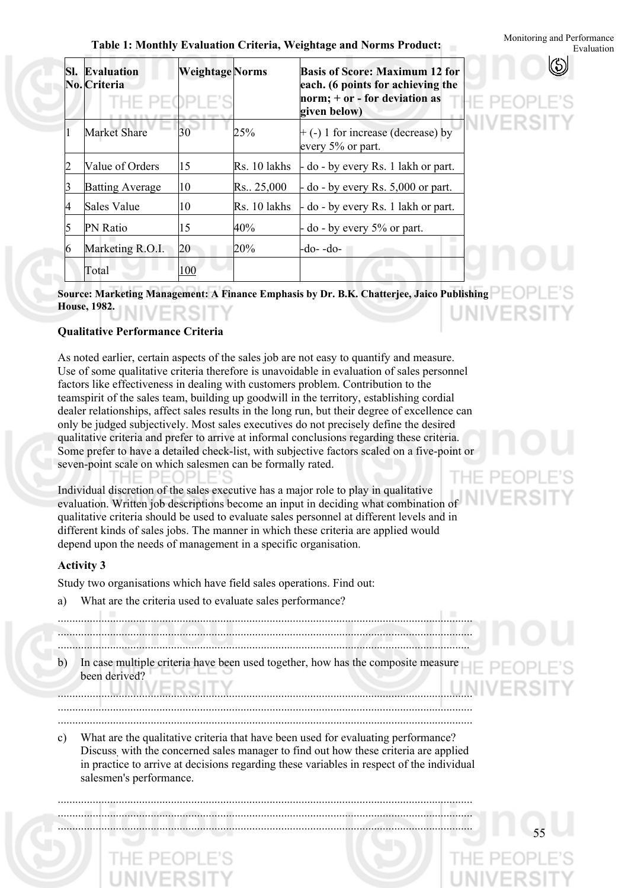**Table 1: Monthly Evaluation Criteria, Weightage and Norms Product:**

| Sl. No. | Evaluation Criteria | Weightage | Norms | Basis of Score: Maximum 12 for each. (6 points for achieving the norm; + or - for deviation as given below) |
|---|---|---|---|---|
| 1 | Market Share | 30 | 25% | + (-) 1 for increase (decrease) by every 5% or part. |
| 2 | Value of Orders | 15 | Rs. 10 lakhs | - do - by every Rs. 1 lakh or part. |
| 3 | Batting Average | 10 | Rs.. 25,000 | - do - by every Rs. 5,000 or part. |
| 4 | Sales Value | 10 | Rs. 10 lakhs | - do - by every Rs. 1 lakh or part. |
| 5 | PN Ratio | 15 | 40% | - do - by every 5% or part. |
| 6 | Marketing R.O.I. | 20 | 20% | -do- -do- |
| | Total | 100 | | |

**Source: Marketing Management: A Finance Emphasis by Dr. B.K. Chatterjee, Jaico Publishing House, 1982.**

### Qualitative Performance Criteria

As noted earlier, certain aspects of the sales job are not easy to quantify and measure. Use of some qualitative criteria therefore is unavoidable in evaluation of sales personnel factors like effectiveness in dealing with customers problem. Contribution to the teamspirit of the sales team, building up goodwill in the territory, establishing cordial dealer relationships, affect sales results in the long run, but their degree of excellence can only be judged subjectively. Most sales executives do not precisely define the desired qualitative criteria and prefer to arrive at informal conclusions regarding these criteria. Some prefer to have a detailed check-list, with subjective factors scaled on a five-point or seven-point scale on which salesmen can be formally rated.

Individual discretion of the sales executive has a major role to play in qualitative evaluation. Written job descriptions become an input in deciding what combination of qualitative criteria should be used to evaluate sales personnel at different levels and in different kinds of sales jobs. The manner in which these criteria are applied would depend upon the needs of management in a specific organisation.

**Activity 3**

Study two organisations which have field sales operations. Find out:

a) What are the criteria used to evaluate sales performance?

..............................................................................................................................................
..............................................................................................................................................
..............................................................................................................................................

b) In case multiple criteria have been used together, how has the composite measure been derived?

..............................................................................................................................................
..............................................................................................................................................
..............................................................................................................................................

c) What are the qualitative criteria that have been used for evaluating performance? Discuss with the concerned sales manager to find out how these criteria are applied in practice to arrive at decisions regarding these variables in respect of the individual salesmen's performance.

..............................................................................................................................................
..............................................................................................................................................
..............................................................................................................................................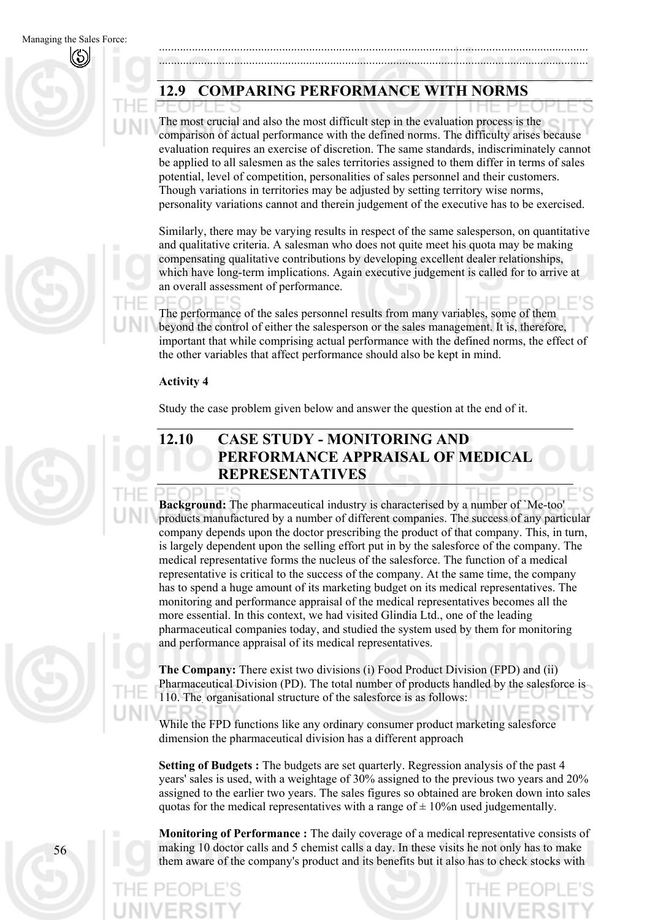.....................................................................................................................................................
.....................................................................................................................................................

## 12.9 COMPARING PERFORMANCE WITH NORMS

The most crucial and also the most difficult step in the evaluation process is the comparison of actual performance with the defined norms. The difficulty arises because evaluation requires an exercise of discretion. The same standards, indiscriminately cannot be applied to all salesmen as the sales territories assigned to them differ in terms of sales potential, level of competition, personalities of sales personnel and their customers. Though variations in territories may be adjusted by setting territory wise norms, personality variations cannot and therein judgement of the executive has to be exercised.

Similarly, there may be varying results in respect of the same salesperson, on quantitative and qualitative criteria. A salesman who does not quite meet his quota may be making compensating qualitative contributions by developing excellent dealer relationships, which have long-term implications. Again executive judgement is called for to arrive at an overall assessment of performance.

The performance of the sales personnel results from many variables, some of them beyond the control of either the salesperson or the sales management. It is, therefore, important that while comprising actual performance with the defined norms, the effect of the other variables that affect performance should also be kept in mind.

**Activity 4**

Study the case problem given below and answer the question at the end of it.

## 12.10 CASE STUDY - MONITORING AND PERFORMANCE APPRAISAL OF MEDICAL REPRESENTATIVES

**Background:** The pharmaceutical industry is characterised by a number of `Me-too' products manufactured by a number of different companies. The success of any particular company depends upon the doctor prescribing the product of that company. This, in turn, is largely dependent upon the selling effort put in by the salesforce of the company. The medical representative forms the nucleus of the salesforce. The function of a medical representative is critical to the success of the company. At the same time, the company has to spend a huge amount of its marketing budget on its medical representatives. The monitoring and performance appraisal of the medical representatives becomes all the more essential. In this context, we had visited Glindia Ltd., one of the leading pharmaceutical companies today, and studied the system used by them for monitoring and performance appraisal of its medical representatives.

**The Company:** There exist two divisions (i) Food Product Division (FPD) and (ii) Pharmaceutical Division (PD). The total number of products handled by the salesforce is 110. The organisational structure of the salesforce is as follows:

While the FPD functions like any ordinary consumer product marketing salesforce dimension the pharmaceutical division has a different approach

**Setting of Budgets :** The budgets are set quarterly. Regression analysis of the past 4 years' sales is used, with a weightage of 30% assigned to the previous two years and 20% assigned to the earlier two years. The sales figures so obtained are broken down into sales quotas for the medical representatives with a range of ± 10%n used judgementally.

**Monitoring of Performance :** The daily coverage of a medical representative consists of making 10 doctor calls and 5 chemist calls a day. In these visits he not only has to make them aware of the company's product and its benefits but it also has to check stocks with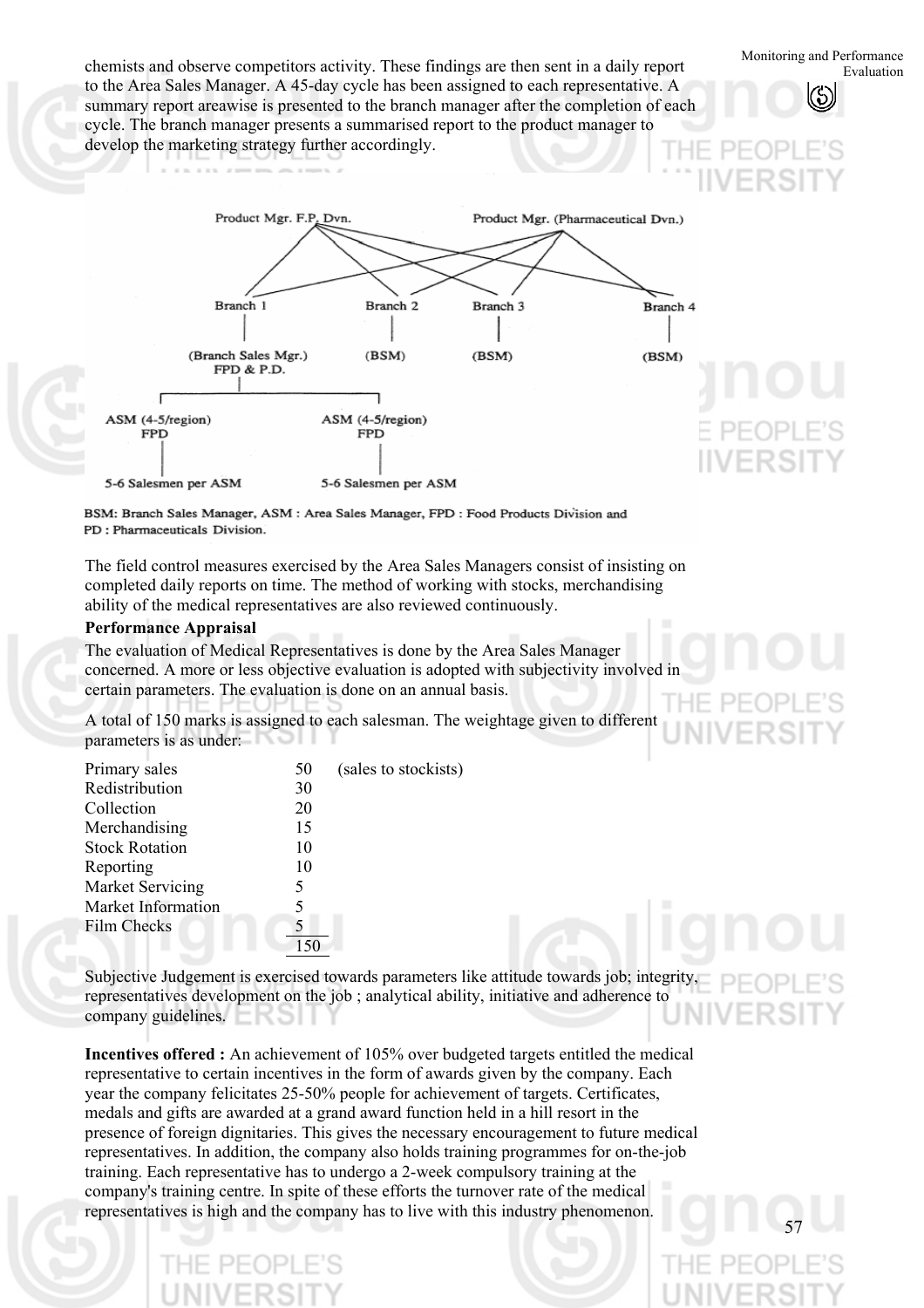chemists and observe competitors activity. These findings are then sent in a daily report to the Area Sales Manager. A 45-day cycle has been assigned to each representative. A summary report areawise is presented to the branch manager after the completion of each cycle. The branch manager presents a summarised report to the product manager to develop the marketing strategy further accordingly.

Product Mgr. F.P. Dvn. Product Mgr. (Pharmaceutical Dvn.)

Branch 1 Branch 2 Branch 3 Branch 4

(Branch Sales Mgr.) FPD & P.D. (BSM) (BSM) (BSM)

ASM (4-5/region) FPD ASM (4-5/region) FPD

5-6 Salesmen per ASM 5-6 Salesmen per ASM

BSM: Branch Sales Manager, ASM : Area Sales Manager, FPD : Food Products Division and PD : Pharmaceuticals Division.

The field control measures exercised by the Area Sales Managers consist of insisting on completed daily reports on time. The method of working with stocks, merchandising ability of the medical representatives are also reviewed continuously.

**Performance Appraisal**

The evaluation of Medical Representatives is done by the Area Sales Manager concerned. A more or less objective evaluation is adopted with subjectivity involved in certain parameters. The evaluation is done on an annual basis.

A total of 150 marks is assigned to each salesman. The weightage given to different parameters is as under:

| | | |
|---|---|---|
| Primary sales | 50 | (sales to stockists) |
| Redistribution | 30 | |
| Collection | 20 | |
| Merchandising | 15 | |
| Stock Rotation | 10 | |
| Reporting | 10 | |
| Market Servicing | 5 | |
| Market Information | 5 | |
| Film Checks | 5 | |
| | 150 | |

Subjective Judgement is exercised towards parameters like attitude towards job; integrity, representatives development on the job ; analytical ability, initiative and adherence to company guidelines.

**Incentives offered :** An achievement of 105% over budgeted targets entitled the medical representative to certain incentives in the form of awards given by the company. Each year the company felicitates 25-50% people for achievement of targets. Certificates, medals and gifts are awarded at a grand award function held in a hill resort in the presence of foreign dignitaries. This gives the necessary encouragement to future medical representatives. In addition, the company also holds training programmes for on-the-job training. Each representative has to undergo a 2-week compulsory training at the company's training centre. In spite of these efforts the turnover rate of the medical representatives is high and the company has to live with this industry phenomenon.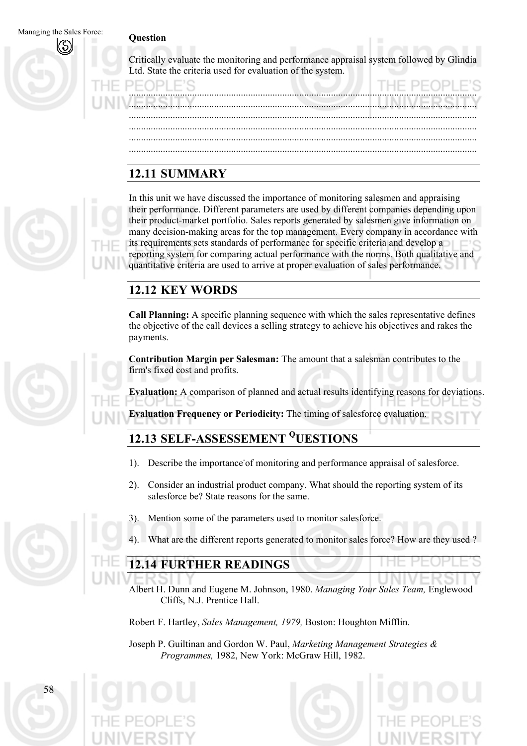**Question**

Critically evaluate the monitoring and performance appraisal system followed by Glindia Ltd. State the criteria used for evaluation of the system.

.............................................................................................................................................
.............................................................................................................................................
.............................................................................................................................................
.............................................................................................................................................
.............................................................................................................................................
.............................................................................................................................................

## 12.11 SUMMARY

In this unit we have discussed the importance of monitoring salesmen and appraising their performance. Different parameters are used by different companies depending upon their product-market portfolio. Sales reports generated by salesmen give information on many decision-making areas for the top management. Every company in accordance with its requirements sets standards of performance for specific criteria and develop a reporting system for comparing actual performance with the norms. Both qualitative and quantitative criteria are used to arrive at proper evaluation of sales performance.

## 12.12 KEY WORDS

**Call Planning:** A specific planning sequence with which the sales representative defines the objective of the call devices a selling strategy to achieve his objectives and rakes the payments.

**Contribution Margin per Salesman:** The amount that a salesman contributes to the firm's fixed cost and profits.

**Evaluation:** A comparison of planned and actual results identifying reasons for deviations.

**Evaluation Frequency or Periodicity:** The timing of salesforce evaluation.

## 12.13 SELF-ASSESSEMENT QUESTIONS

1). Describe the importance of monitoring and performance appraisal of salesforce.

2). Consider an industrial product company. What should the reporting system of its salesforce be? State reasons for the same.

3). Mention some of the parameters used to monitor salesforce.

4). What are the different reports generated to monitor sales force? How are they used ?

## 12.14 FURTHER READINGS

Albert H. Dunn and Eugene M. Johnson, 1980. *Managing Your Sales Team,* Englewood Cliffs, N.J. Prentice Hall.

Robert F. Hartley, *Sales Management, 1979,* Boston: Houghton Mifflin.

Joseph P. Guiltinan and Gordon W. Paul, *Marketing Management Strategies & Programmes,* 1982, New York: McGraw Hill, 1982.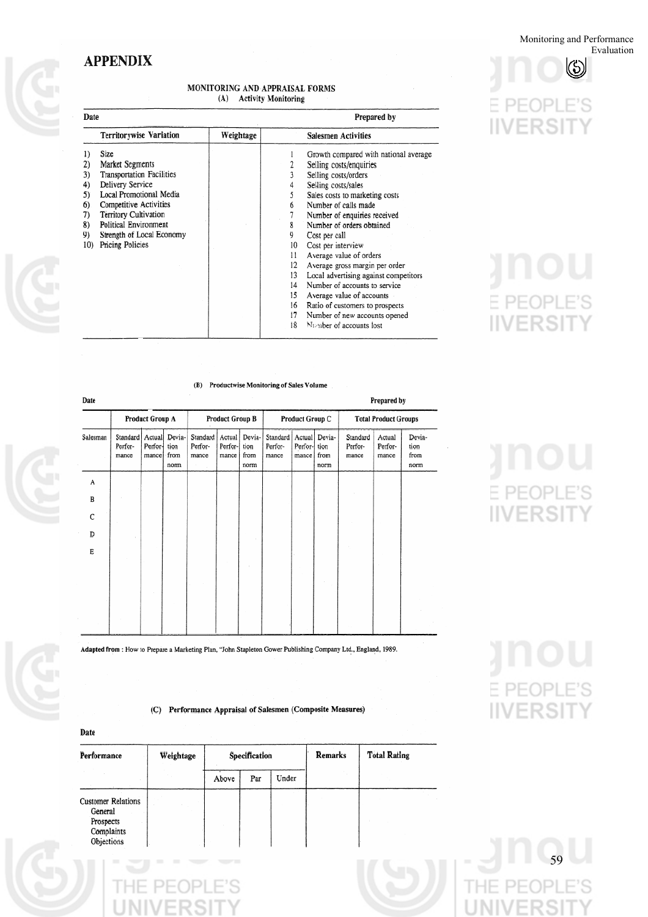# APPENDIX

## MONITORING AND APPRAISAL FORMS

### (A) Activity Monitoring

**Date** **Prepared by**

| Territorywise Variation | Weightage | Salesmen Activities |
|---|---|---|
| 1) Size<br>2) Market Segments<br>3) Transportation Facilities<br>4) Delivery Service<br>5) Local Promotional Media<br>6) Competitive Activities<br>7) Territory Cultivation<br>8) Political Environment<br>9) Strength of Local Economy<br>10) Pricing Policies | | 1 Growth compared with national average<br>2 Selling costs/enquiries<br>3 Selling costs/orders<br>4 Selling costs/sales<br>5 Sales costs to marketing costs<br>6 Number of calls made<br>7 Number of enquiries received<br>8 Number of orders obtained<br>9 Cost per call<br>10 Cost per interview<br>11 Average value of orders<br>12 Average gross margin per order<br>13 Local advertising against competitors<br>14 Number of accounts to service<br>15 Average value of accounts<br>16 Ratio of customers to prospects<br>17 Number of new accounts opened<br>18 Number of accounts lost |

### (B) Productwise Monitoring of Sales Volume

**Date** **Prepared by**

| | Product Group A | | | Product Group B | | | Product Group C | | | Total Product Groups | | |
|---|---|---|---|---|---|---|---|---|---|---|---|---|
| Salesman | Standard Performance | Actual Performance | Deviation from norm | Standard Performance | Actual Performance | Deviation from norm | Standard Performance | Actual Performance | Deviation from norm | Standard Performance | Actual Performance | Deviation from norm |
| A | | | | | | | | | | | | |
| B | | | | | | | | | | | | |
| C | | | | | | | | | | | | |
| D | | | | | | | | | | | | |
| E | | | | | | | | | | | | |

**Adapted from :** How to Prepare a Marketing Plan, "John Stapleton Gower Publishing Company Ltd., England, 1989.

### (C) Performance Appraisal of Salesmen (Composite Measures)

**Date**

| Performance | Weightage | Specification | | | Remarks | Total Rating |
|---|---|---|---|---|---|---|
| | | Above | Par | Under | | |
| Customer Relations<br>General<br>Prospects<br>Complaints<br>Objections | | | | | | |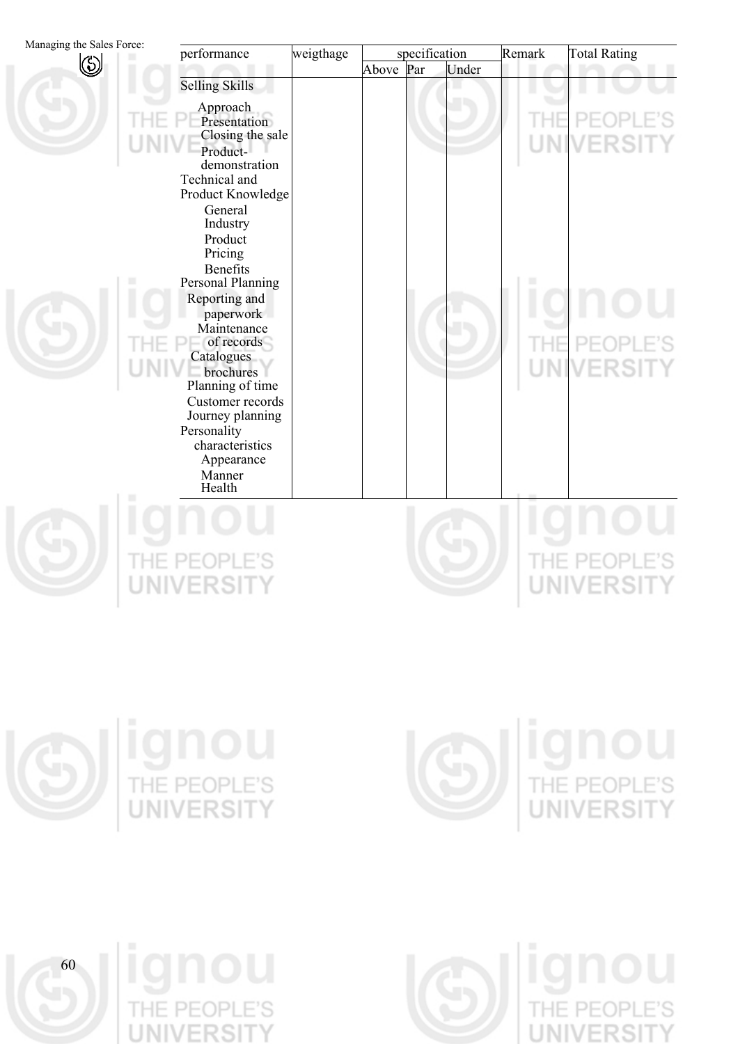| performance | weigthage | specification | | | Remark | Total Rating |
|---|---|---|---|---|---|---|
| | | Above | Par | Under | | |
| Selling Skills | | | | | | |
| Approach | | | | | | |
| Presentation | | | | | | |
| Closing the sale | | | | | | |
| Product-demonstration | | | | | | |
| Technical and Product Knowledge | | | | | | |
| General | | | | | | |
| Industry | | | | | | |
| Product | | | | | | |
| Pricing | | | | | | |
| Benefits | | | | | | |
| Personal Planning | | | | | | |
| Reporting and paperwork | | | | | | |
| Maintenance of records | | | | | | |
| Catalogues brochures | | | | | | |
| Planning of time | | | | | | |
| Customer records | | | | | | |
| Journey planning | | | | | | |
| Personality characteristics | | | | | | |
| Appearance | | | | | | |
| Manner | | | | | | |
| Health | | | | | | |